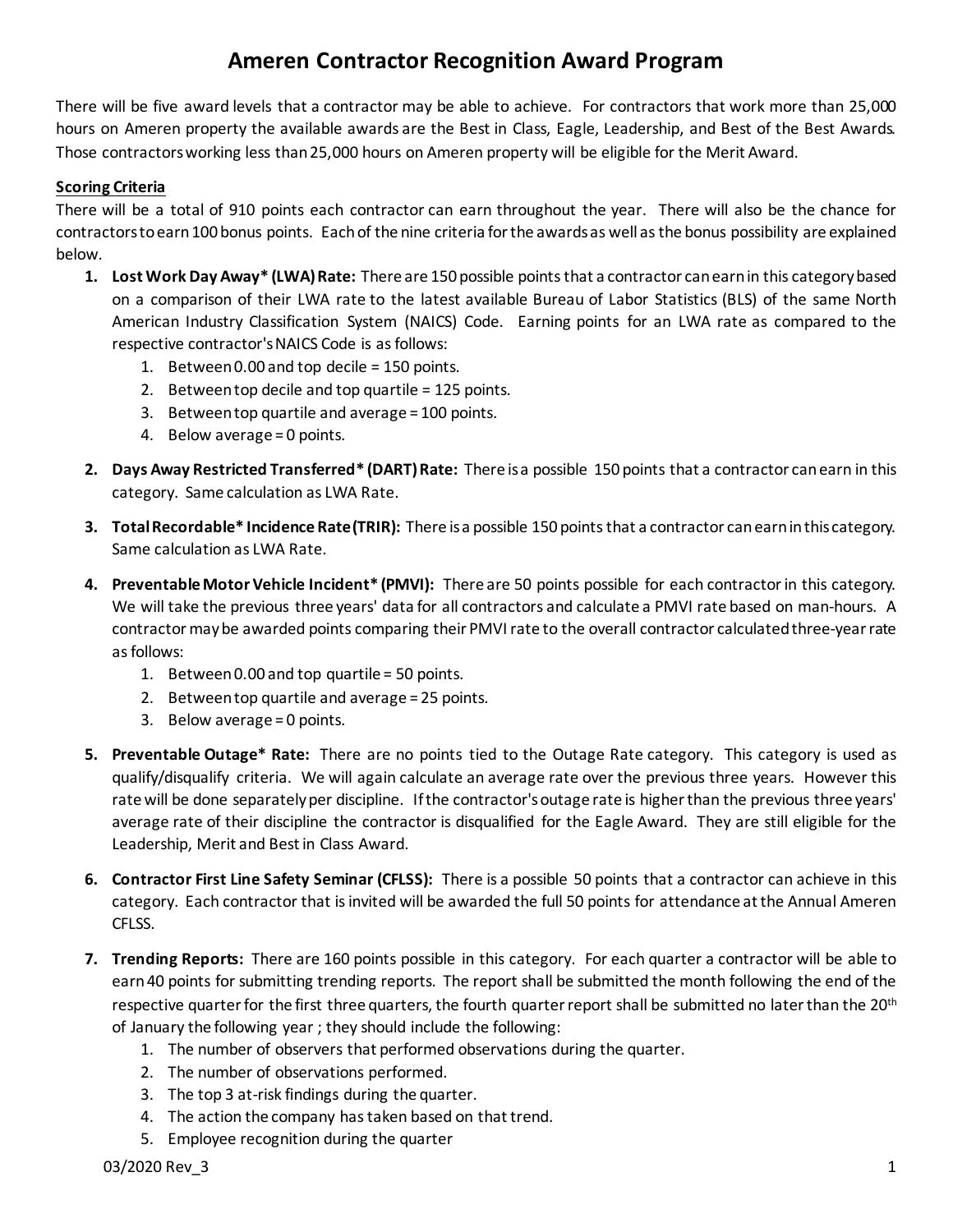# Ameren Contractor Recognition Award Program

There will be five award levels that a contractor may be able to achieve. For contractors that work more than 25,000 hours on Ameren property the available awards are the Best in Class, Eagle, Leadership, and Best of the Best Awards. Those contractors working less than 25,000 hours on Ameren property will be eligible for the Merit Award.

**Scoring Criteria**

There will be a total of 910 points each contractor can earn throughout the year. There will also be the chance for contractors to earn 100 bonus points. Each of the nine criteria for the awards as well as the bonus possibility are explained below.

1. **Lost Work Day Away* (LWA) Rate:** There are 150 possible points that a contractor can earn in this category based on a comparison of their LWA rate to the latest available Bureau of Labor Statistics (BLS) of the same North American Industry Classification System (NAICS) Code. Earning points for an LWA rate as compared to the respective contractor's NAICS Code is as follows:
   1. Between 0.00 and top decile = 150 points.
   2. Between top decile and top quartile = 125 points.
   3. Between top quartile and average = 100 points.
   4. Below average = 0 points.
2. **Days Away Restricted Transferred* (DART) Rate:** There is a possible 150 points that a contractor can earn in this category. Same calculation as LWA Rate.
3. **Total Recordable* Incidence Rate (TRIR):** There is a possible 150 points that a contractor can earn in this category. Same calculation as LWA Rate.
4. **Preventable Motor Vehicle Incident* (PMVI):** There are 50 points possible for each contractor in this category. We will take the previous three years' data for all contractors and calculate a PMVI rate based on man-hours. A contractor may be awarded points comparing their PMVI rate to the overall contractor calculated three-year rate as follows:
   1. Between 0.00 and top quartile = 50 points.
   2. Between top quartile and average = 25 points.
   3. Below average = 0 points.
5. **Preventable Outage* Rate:** There are no points tied to the Outage Rate category. This category is used as qualify/disqualify criteria. We will again calculate an average rate over the previous three years. However this rate will be done separately per discipline. If the contractor's outage rate is higher than the previous three years' average rate of their discipline the contractor is disqualified for the Eagle Award. They are still eligible for the Leadership, Merit and Best in Class Award.
6. **Contractor First Line Safety Seminar (CFLSS):** There is a possible 50 points that a contractor can achieve in this category. Each contractor that is invited will be awarded the full 50 points for attendance at the Annual Ameren CFLSS.
7. **Trending Reports:** There are 160 points possible in this category. For each quarter a contractor will be able to earn 40 points for submitting trending reports. The report shall be submitted the month following the end of the respective quarter for the first three quarters, the fourth quarter report shall be submitted no later than the 20th of January the following year ; they should include the following:
   1. The number of observers that performed observations during the quarter.
   2. The number of observations performed.
   3. The top 3 at-risk findings during the quarter.
   4. The action the company has taken based on that trend.
   5. Employee recognition during the quarter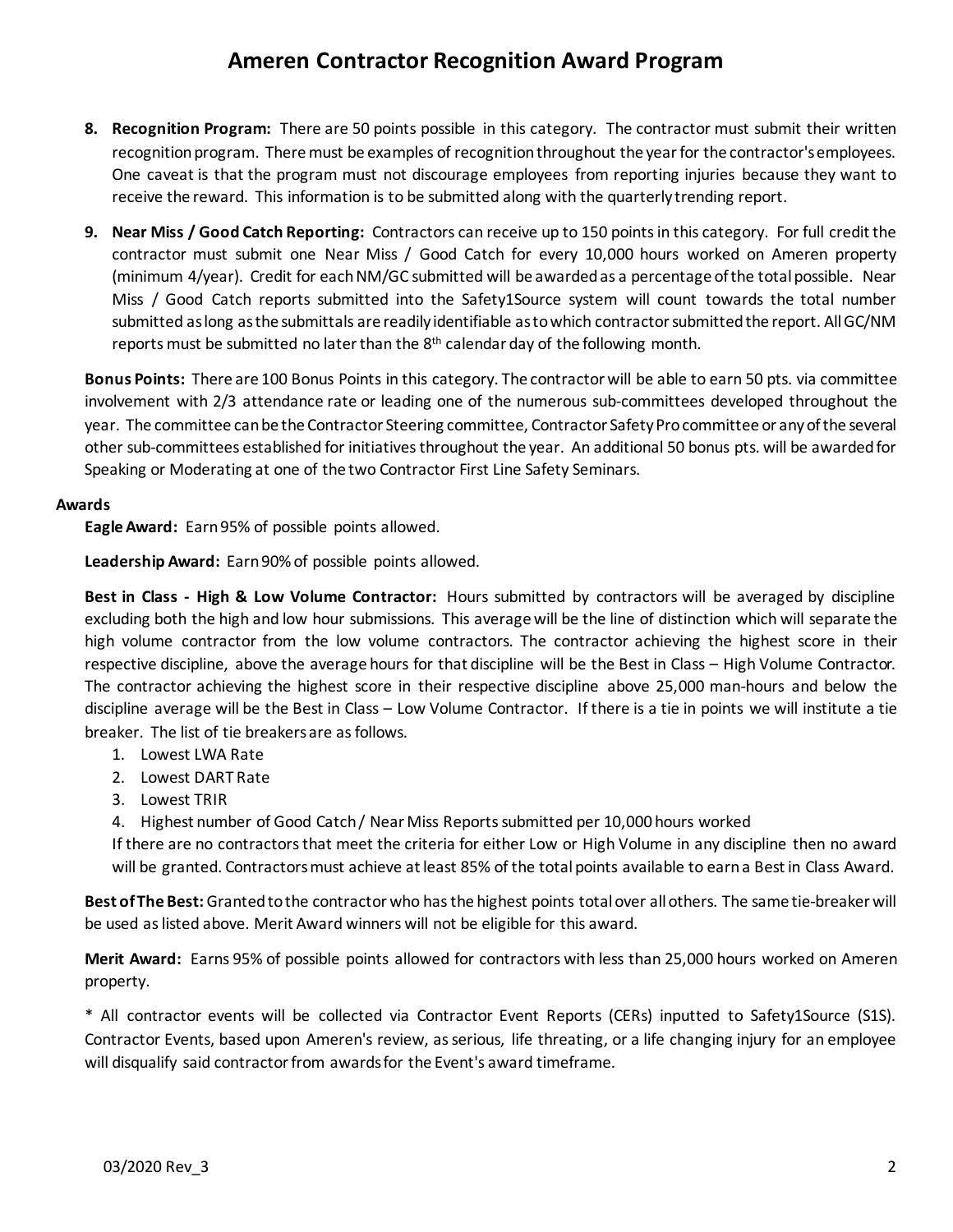8. **Recognition Program:** There are 50 points possible in this category. The contractor must submit their written recognition program. There must be examples of recognition throughout the year for the contractor's employees. One caveat is that the program must not discourage employees from reporting injuries because they want to receive the reward. This information is to be submitted along with the quarterly trending report.

9. **Near Miss / Good Catch Reporting:** Contractors can receive up to 150 points in this category. For full credit the contractor must submit one Near Miss / Good Catch for every 10,000 hours worked on Ameren property (minimum 4/year). Credit for each NM/GC submitted will be awarded as a percentage of the total possible. Near Miss / Good Catch reports submitted into the Safety1Source system will count towards the total number submitted as long as the submittals are readily identifiable as to which contractor submitted the report. All GC/NM reports must be submitted no later than the 8th calendar day of the following month.

**Bonus Points:** There are 100 Bonus Points in this category. The contractor will be able to earn 50 pts. via committee involvement with 2/3 attendance rate or leading one of the numerous sub-committees developed throughout the year. The committee can be the Contractor Steering committee, Contractor Safety Pro committee or any of the several other sub-committees established for initiatives throughout the year. An additional 50 bonus pts. will be awarded for Speaking or Moderating at one of the two Contractor First Line Safety Seminars.

**Awards**

**Eagle Award:** Earn 95% of possible points allowed.

**Leadership Award:** Earn 90% of possible points allowed.

**Best in Class - High & Low Volume Contractor:** Hours submitted by contractors will be averaged by discipline excluding both the high and low hour submissions. This average will be the line of distinction which will separate the high volume contractor from the low volume contractors. The contractor achieving the highest score in their respective discipline, above the average hours for that discipline will be the Best in Class – High Volume Contractor. The contractor achieving the highest score in their respective discipline above 25,000 man-hours and below the discipline average will be the Best in Class – Low Volume Contractor. If there is a tie in points we will institute a tie breaker. The list of tie breakers are as follows.

1. Lowest LWA Rate
2. Lowest DART Rate
3. Lowest TRIR
4. Highest number of Good Catch / Near Miss Reports submitted per 10,000 hours worked

If there are no contractors that meet the criteria for either Low or High Volume in any discipline then no award will be granted. Contractors must achieve at least 85% of the total points available to earn a Best in Class Award.

**Best of The Best:** Granted to the contractor who has the highest points total over all others. The same tie-breaker will be used as listed above. Merit Award winners will not be eligible for this award.

**Merit Award:** Earns 95% of possible points allowed for contractors with less than 25,000 hours worked on Ameren property.

* All contractor events will be collected via Contractor Event Reports (CERs) inputted to Safety1Source (S1S). Contractor Events, based upon Ameren's review, as serious, life threating, or a life changing injury for an employee will disqualify said contractor from awards for the Event's award timeframe.

03/2020 Rev_3